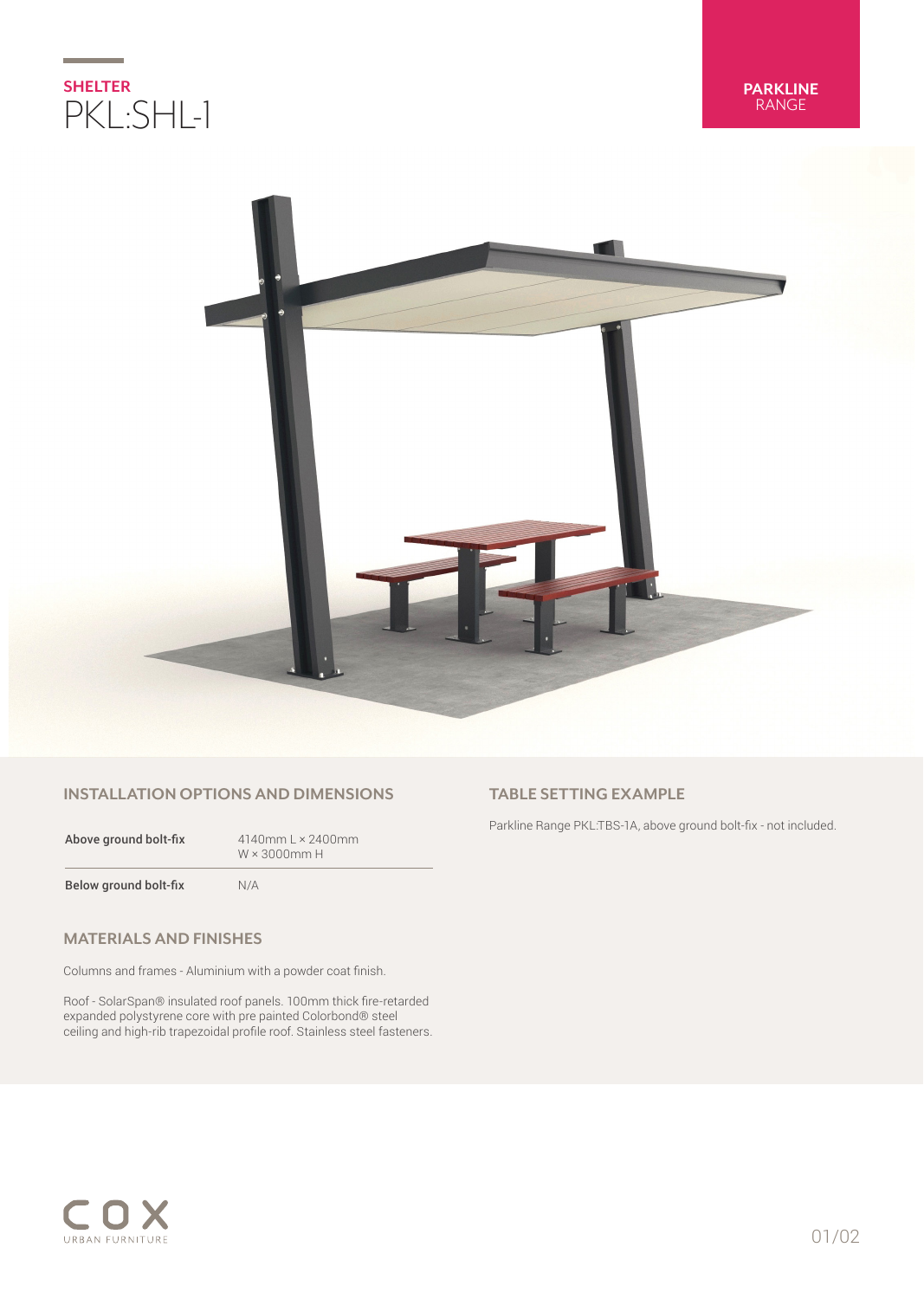**SHELTER**

# PKL:SHL-1

**PARKLINE** RANGE

## INSTALLATION OPTIONS AND DIMENSIONS

| | |
|---|---|
| **Above ground bolt-fix** | 4140mm L × 2400mm W × 3000mm H |
| **Below ground bolt-fix** | N/A |

## MATERIALS AND FINISHES

Columns and frames - Aluminium with a powder coat finish.

Roof - SolarSpan® insulated roof panels. 100mm thick fire-retarded expanded polystyrene core with pre painted Colorbond® steel ceiling and high-rib trapezoidal profile roof. Stainless steel fasteners.

## TABLE SETTING EXAMPLE

Parkline Range PKL:TBS-1A, above ground bolt-fix - not included.

COX URBAN FURNITURE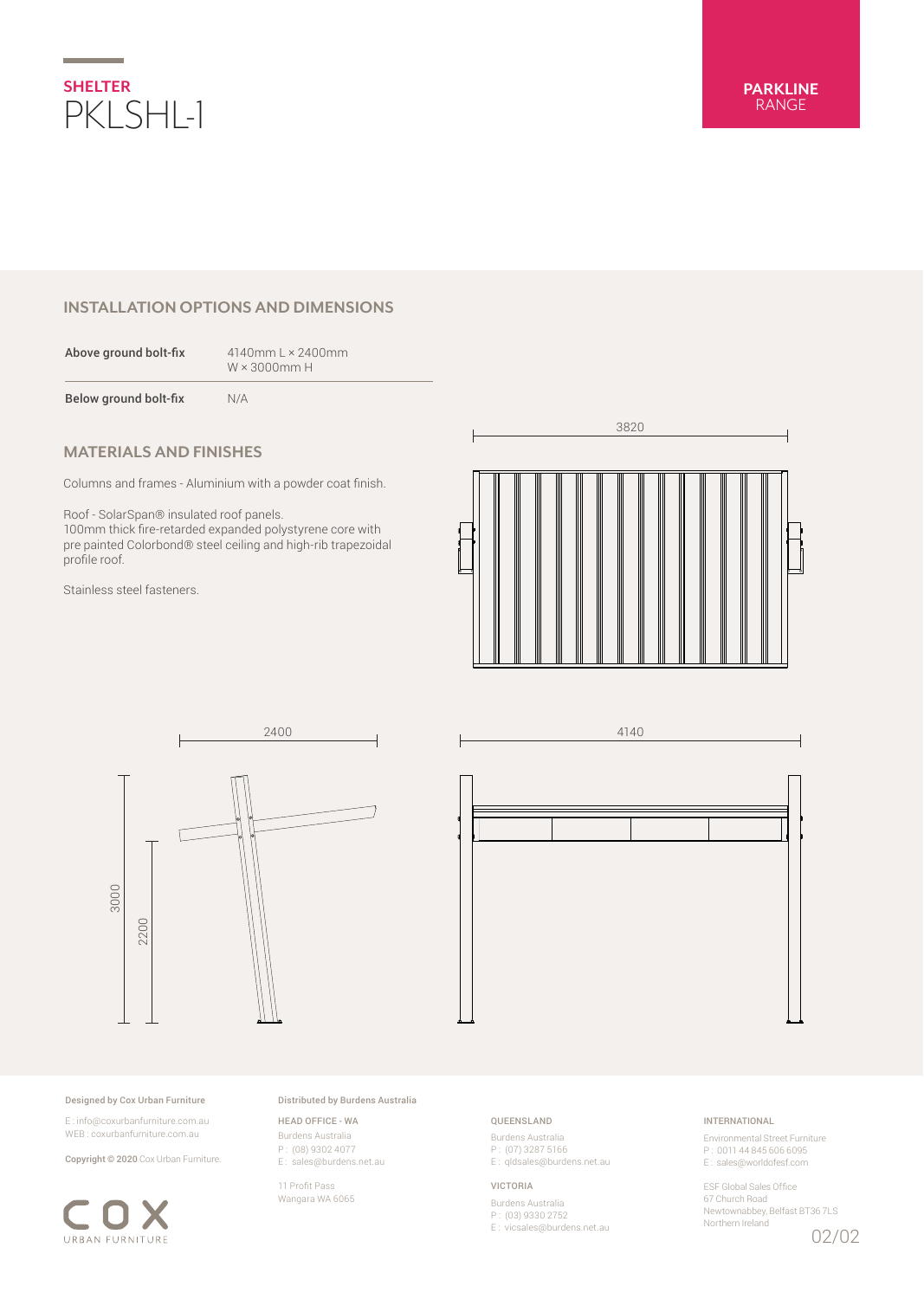**SHELTER**

# PKLSHL-1

**PARKLINE** RANGE

## INSTALLATION OPTIONS AND DIMENSIONS

| | |
|---|---|
| **Above ground bolt-fix** | 4140mm L × 2400mm W × 3000mm H |
| **Below ground bolt-fix** | N/A |

## MATERIALS AND FINISHES

Columns and frames - Aluminium with a powder coat finish.

Roof - SolarSpan® insulated roof panels.
100mm thick fire-retarded expanded polystyrene core with pre painted Colorbond® steel ceiling and high-rib trapezoidal profile roof.

Stainless steel fasteners.

3820

2400

4140

3000

2200

**Designed by Cox Urban Furniture**

E : info@coxurbanfurniture.com.au
WEB : coxurbanfurniture.com.au

**Copyright © 2020** Cox Urban Furniture.

COX URBAN FURNITURE

**Distributed by Burdens Australia**

HEAD OFFICE - WA
Burdens Australia
P : (08) 9302 4077
E : sales@burdens.net.au

11 Profit Pass
Wangara WA 6065

QUEENSLAND
Burdens Australia
P : (07) 3287 5166
E : qldsales@burdens.net.au

VICTORIA
Burdens Australia
P : (03) 9330 2752
E : vicsales@burdens.net.au

INTERNATIONAL
Environmental Street Furniture
P : 0011 44 845 606 6095
E : sales@worldofesf.com

ESF Global Sales Office
67 Church Road
Newtownabbey, Belfast BT36 7LS
Northern Ireland